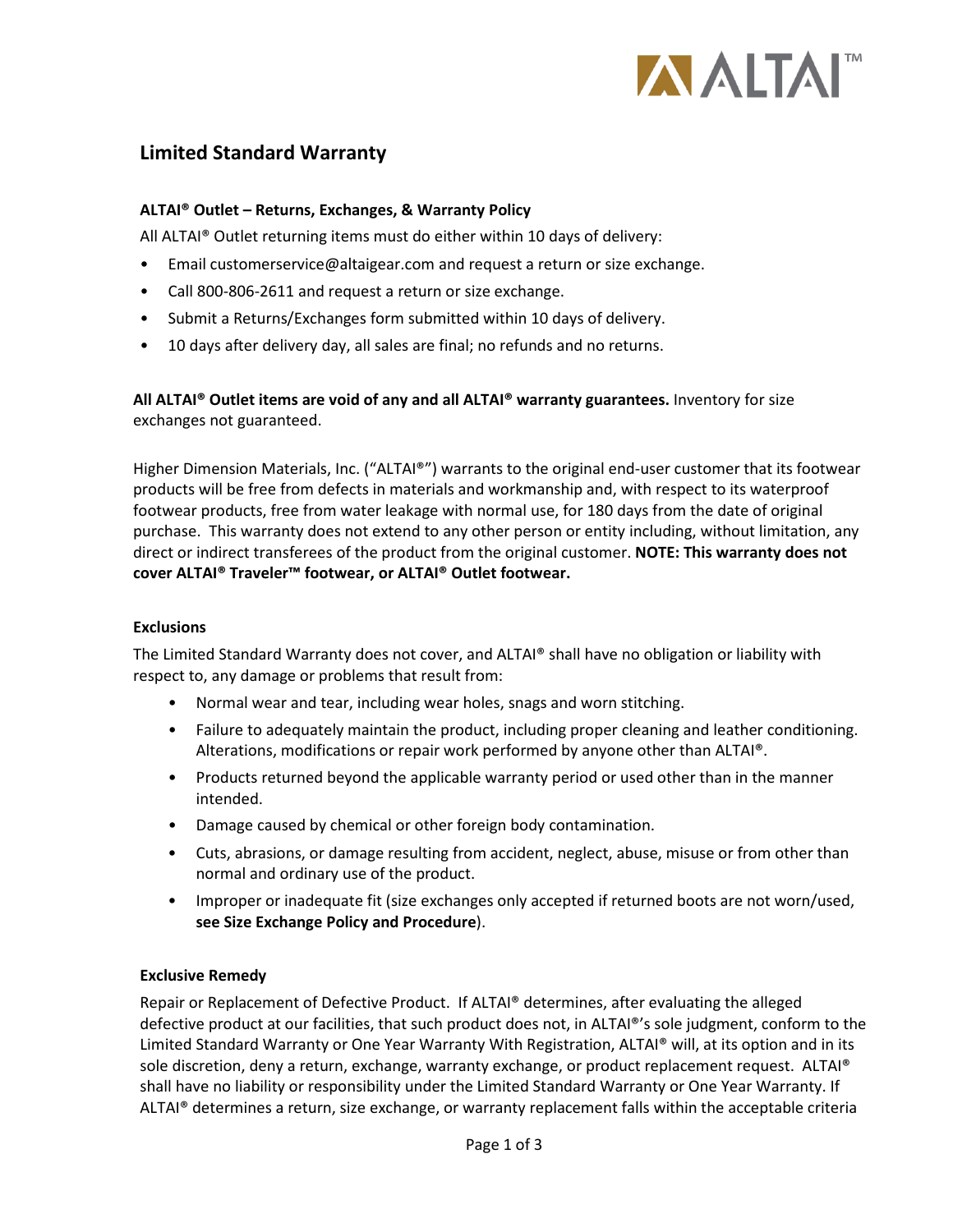## Limited Standard Warranty

**ALTAI® Outlet – Returns, Exchanges, & Warranty Policy**

All ALTAI® Outlet returning items must do either within 10 days of delivery:

- Email customerservice@altaigear.com and request a return or size exchange.
- Call 800-806-2611 and request a return or size exchange.
- Submit a Returns/Exchanges form submitted within 10 days of delivery.
- 10 days after delivery day, all sales are final; no refunds and no returns.

**All ALTAI® Outlet items are void of any and all ALTAI® warranty guarantees.** Inventory for size exchanges not guaranteed.

Higher Dimension Materials, Inc. ("ALTAI®") warrants to the original end-user customer that its footwear products will be free from defects in materials and workmanship and, with respect to its waterproof footwear products, free from water leakage with normal use, for 180 days from the date of original purchase. This warranty does not extend to any other person or entity including, without limitation, any direct or indirect transferees of the product from the original customer. **NOTE: This warranty does not cover ALTAI® Traveler™ footwear, or ALTAI® Outlet footwear.**

**Exclusions**

The Limited Standard Warranty does not cover, and ALTAI® shall have no obligation or liability with respect to, any damage or problems that result from:

- Normal wear and tear, including wear holes, snags and worn stitching.
- Failure to adequately maintain the product, including proper cleaning and leather conditioning. Alterations, modifications or repair work performed by anyone other than ALTAI®.
- Products returned beyond the applicable warranty period or used other than in the manner intended.
- Damage caused by chemical or other foreign body contamination.
- Cuts, abrasions, or damage resulting from accident, neglect, abuse, misuse or from other than normal and ordinary use of the product.
- Improper or inadequate fit (size exchanges only accepted if returned boots are not worn/used, **see Size Exchange Policy and Procedure**).

**Exclusive Remedy**

Repair or Replacement of Defective Product. If ALTAI® determines, after evaluating the alleged defective product at our facilities, that such product does not, in ALTAI®'s sole judgment, conform to the Limited Standard Warranty or One Year Warranty With Registration, ALTAI® will, at its option and in its sole discretion, deny a return, exchange, warranty exchange, or product replacement request. ALTAI® shall have no liability or responsibility under the Limited Standard Warranty or One Year Warranty. If ALTAI® determines a return, size exchange, or warranty replacement falls within the acceptable criteria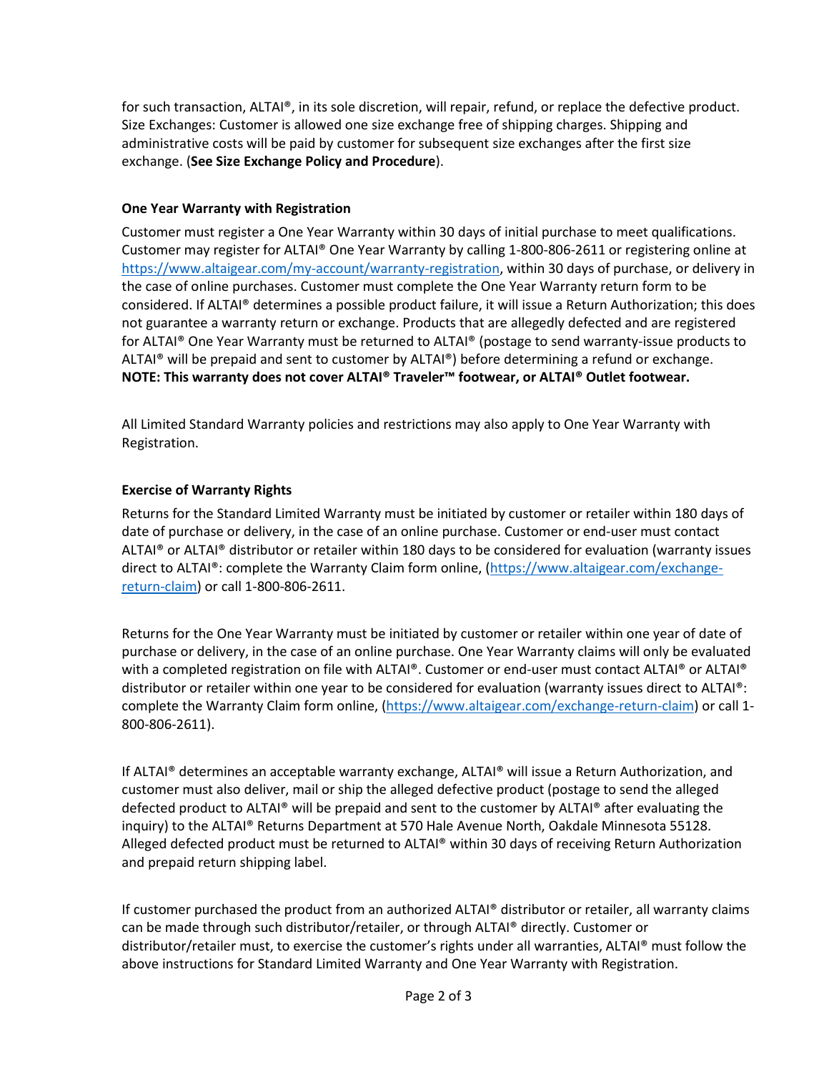for such transaction, ALTAI®, in its sole discretion, will repair, refund, or replace the defective product. Size Exchanges: Customer is allowed one size exchange free of shipping charges. Shipping and administrative costs will be paid by customer for subsequent size exchanges after the first size exchange. (**See Size Exchange Policy and Procedure**).

**One Year Warranty with Registration**

Customer must register a One Year Warranty within 30 days of initial purchase to meet qualifications. Customer may register for ALTAI® One Year Warranty by calling 1-800-806-2611 or registering online at [https://www.altaigear.com/my-account/warranty-registration](https://www.altaigear.com/my-account/warranty-registration), within 30 days of purchase, or delivery in the case of online purchases. Customer must complete the One Year Warranty return form to be considered. If ALTAI® determines a possible product failure, it will issue a Return Authorization; this does not guarantee a warranty return or exchange. Products that are allegedly defected and are registered for ALTAI® One Year Warranty must be returned to ALTAI® (postage to send warranty-issue products to ALTAI® will be prepaid and sent to customer by ALTAI®) before determining a refund or exchange. **NOTE: This warranty does not cover ALTAI® Traveler™ footwear, or ALTAI® Outlet footwear.**

All Limited Standard Warranty policies and restrictions may also apply to One Year Warranty with Registration.

**Exercise of Warranty Rights**

Returns for the Standard Limited Warranty must be initiated by customer or retailer within 180 days of date of purchase or delivery, in the case of an online purchase. Customer or end-user must contact ALTAI® or ALTAI® distributor or retailer within 180 days to be considered for evaluation (warranty issues direct to ALTAI®: complete the Warranty Claim form online, ([https://www.altaigear.com/exchange-return-claim](https://www.altaigear.com/exchange-return-claim)) or call 1-800-806-2611.

Returns for the One Year Warranty must be initiated by customer or retailer within one year of date of purchase or delivery, in the case of an online purchase. One Year Warranty claims will only be evaluated with a completed registration on file with ALTAI®. Customer or end-user must contact ALTAI® or ALTAI® distributor or retailer within one year to be considered for evaluation (warranty issues direct to ALTAI®: complete the Warranty Claim form online, ([https://www.altaigear.com/exchange-return-claim](https://www.altaigear.com/exchange-return-claim)) or call 1-800-806-2611).

If ALTAI® determines an acceptable warranty exchange, ALTAI® will issue a Return Authorization, and customer must also deliver, mail or ship the alleged defective product (postage to send the alleged defected product to ALTAI® will be prepaid and sent to the customer by ALTAI® after evaluating the inquiry) to the ALTAI® Returns Department at 570 Hale Avenue North, Oakdale Minnesota 55128. Alleged defected product must be returned to ALTAI® within 30 days of receiving Return Authorization and prepaid return shipping label.

If customer purchased the product from an authorized ALTAI® distributor or retailer, all warranty claims can be made through such distributor/retailer, or through ALTAI® directly. Customer or distributor/retailer must, to exercise the customer's rights under all warranties, ALTAI® must follow the above instructions for Standard Limited Warranty and One Year Warranty with Registration.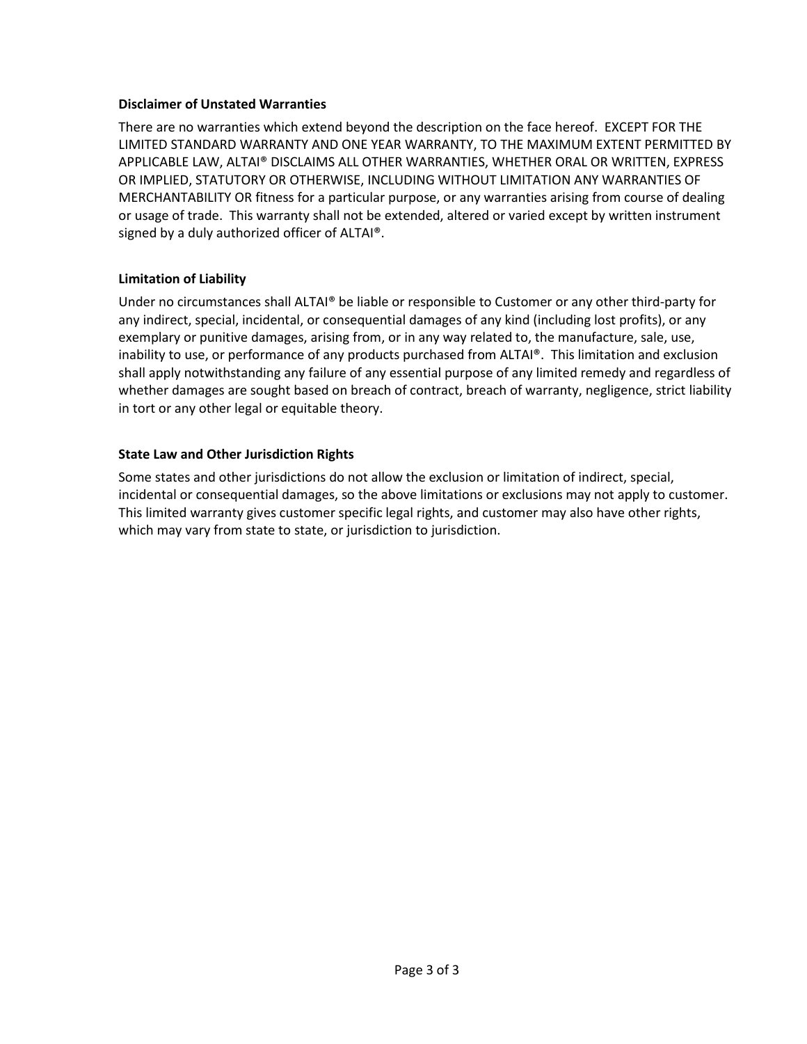**Disclaimer of Unstated Warranties**

There are no warranties which extend beyond the description on the face hereof. EXCEPT FOR THE LIMITED STANDARD WARRANTY AND ONE YEAR WARRANTY, TO THE MAXIMUM EXTENT PERMITTED BY APPLICABLE LAW, ALTAI® DISCLAIMS ALL OTHER WARRANTIES, WHETHER ORAL OR WRITTEN, EXPRESS OR IMPLIED, STATUTORY OR OTHERWISE, INCLUDING WITHOUT LIMITATION ANY WARRANTIES OF MERCHANTABILITY OR fitness for a particular purpose, or any warranties arising from course of dealing or usage of trade. This warranty shall not be extended, altered or varied except by written instrument signed by a duly authorized officer of ALTAI®.

**Limitation of Liability**

Under no circumstances shall ALTAI® be liable or responsible to Customer or any other third-party for any indirect, special, incidental, or consequential damages of any kind (including lost profits), or any exemplary or punitive damages, arising from, or in any way related to, the manufacture, sale, use, inability to use, or performance of any products purchased from ALTAI®. This limitation and exclusion shall apply notwithstanding any failure of any essential purpose of any limited remedy and regardless of whether damages are sought based on breach of contract, breach of warranty, negligence, strict liability in tort or any other legal or equitable theory.

**State Law and Other Jurisdiction Rights**

Some states and other jurisdictions do not allow the exclusion or limitation of indirect, special, incidental or consequential damages, so the above limitations or exclusions may not apply to customer. This limited warranty gives customer specific legal rights, and customer may also have other rights, which may vary from state to state, or jurisdiction to jurisdiction.